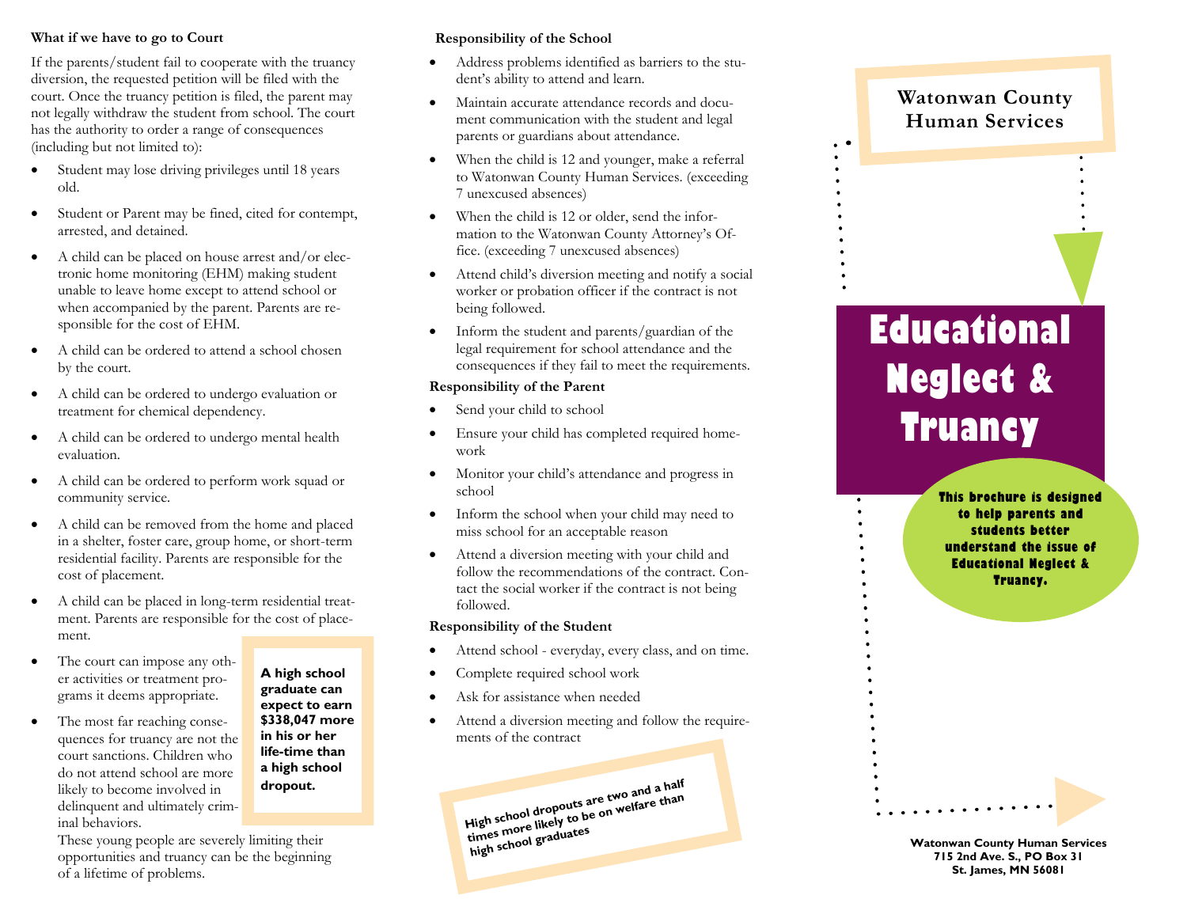### What if we have to go to Court

If the parents/student fail to cooperate with the truancy diversion, the requested petition will be filed with the court. Once the truancy petition is filed, the parent may not legally withdraw the student from school. The court has the authority to order a range of consequences (including but not limited to):

- Student may lose driving privileges until 18 years old.
- Student or Parent may be fined, cited for contempt, arrested, and detained.
- A child can be placed on house arrest and/or electronic home monitoring (EHM) making student unable to leave home except to attend school or when accompanied by the parent. Parents are responsible for the cost of EHM.
- A child can be ordered to attend a school chosen by the court.
- A child can be ordered to undergo evaluation or treatment for chemical dependency.
- A child can be ordered to undergo mental health evaluation.
- A child can be ordered to perform work squad or community service.
- A child can be removed from the home and placed in a shelter, foster care, group home, or short-term residential facility. Parents are responsible for the cost of placement.
- A child can be placed in long-term residential treatment. Parents are responsible for the cost of placement.
- The court can impose any other activities or treatment programs it deems appropriate.
- The most far reaching consequences for truancy are not the court sanctions. Children who do not attend school are more likely to become involved in delinquent and ultimately criminal behaviors.

These young people are severely limiting their opportunities and truancy can be the beginning of a lifetime of problems.

**A high school graduate can expect to earn $338,047 more in his or her life-time than a high school dropout.**

### Responsibility of the School

- Address problems identified as barriers to the student's ability to attend and learn.
- Maintain accurate attendance records and document communication with the student and legal parents or guardians about attendance.
- When the child is 12 and younger, make a referral to Watonwan County Human Services. (exceeding 7 unexcused absences)
- When the child is 12 or older, send the information to the Watonwan County Attorney's Office. (exceeding 7 unexcused absences)
- Attend child's diversion meeting and notify a social worker or probation officer if the contract is not being followed.
- Inform the student and parents/guardian of the legal requirement for school attendance and the consequences if they fail to meet the requirements.

### Responsibility of the Parent

- Send your child to school
- Ensure your child has completed required homework
- Monitor your child's attendance and progress in school
- Inform the school when your child may need to miss school for an acceptable reason
- Attend a diversion meeting with your child and follow the recommendations of the contract. Contact the social worker if the contract is not being followed.

### Responsibility of the Student

- Attend school - everyday, every class, and on time.
- Complete required school work
- Ask for assistance when needed
- Attend a diversion meeting and follow the requirements of the contract

**High school dropouts are two and a half times more likely to be on welfare than high school graduates**

## Watonwan County Human Services

# Educational Neglect & Truancy

**This brochure is designed to help parents and students better understand the issue of Educational Neglect & Truancy.**

**Watonwan County Human Services**
**715 2nd Ave. S., PO Box 31**
**St. James, MN 56081**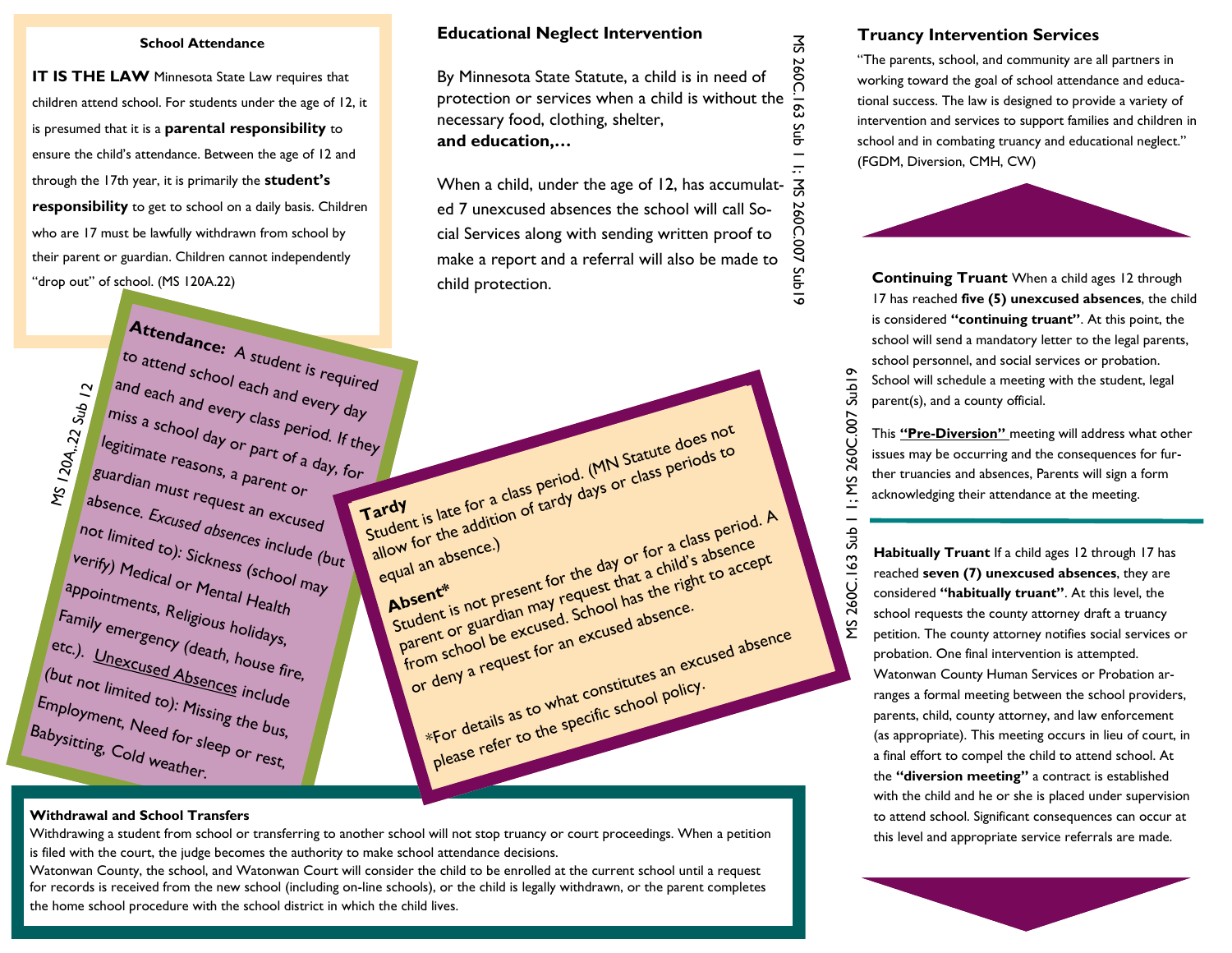### School Attendance

**IT IS THE LAW** Minnesota State Law requires that children attend school. For students under the age of 12, it is presumed that it is a **parental responsibility** to ensure the child's attendance. Between the age of 12 and through the 17th year, it is primarily the **student's responsibility** to get to school on a daily basis. Children who are 17 must be lawfully withdrawn from school by their parent or guardian. Children cannot independently "drop out" of school. (MS 120A.22)

MS 120A,.22 Sub 12

**Attendance:** A student is required to attend school each and every day and each and every class period. If they miss a school day or part of a day, for legitimate reasons, a parent or guardian must request an excused absence. *Excused absences include (but not limited to):* Sickness (school may verify) Medical or Mental Health appointments, Religious holidays, Family emergency (death, house fire, etc.). Unexcused Absences include (but not limited to): Missing the bus, Employment, Need for sleep or rest, Babysitting, Cold weather.

### Educational Neglect Intervention

By Minnesota State Statute, a child is in need of protection or services when a child is without the necessary food, clothing, shelter, **and education,…**

When a child, under the age of 12, has accumulated 7 unexcused absences the school will call Social Services along with sending written proof to make a report and a referral will also be made to child protection.

MS 260C.163 Sub 1 1; MS 260C.007 Sub19

**Tardy**
Student is late for a class period. (MN Statute does not allow for the addition of tardy days or class periods to equal an absence.)

**Absent***
Student is not present for the day or for a class period. A parent or guardian may request that a child's absence from school be excused. School has the right to accept or deny a request for an excused absence.

*For details as to what constitutes an excused absence please refer to the specific school policy.

### Withdrawal and School Transfers

Withdrawing a student from school or transferring to another school will not stop truancy or court proceedings. When a petition is filed with the court, the judge becomes the authority to make school attendance decisions.
Watonwan County, the school, and Watonwan Court will consider the child to be enrolled at the current school until a request for records is received from the new school (including on-line schools), or the child is legally withdrawn, or the parent completes the home school procedure with the school district in which the child lives.

### Truancy Intervention Services

"The parents, school, and community are all partners in working toward the goal of school attendance and educational success. The law is designed to provide a variety of intervention and services to support families and children in school and in combating truancy and educational neglect." (FGDM, Diversion, CMH, CW)

MS 260C.163 Sub 1 1; MS 260C.007 Sub19

**Continuing Truant** When a child ages 12 through 17 has reached **five (5) unexcused absences**, the child is considered **"continuing truant"**. At this point, the school will send a mandatory letter to the legal parents, school personnel, and social services or probation. School will schedule a meeting with the student, legal parent(s), and a county official.

This **"Pre-Diversion"** meeting will address what other issues may be occurring and the consequences for further truancies and absences, Parents will sign a form acknowledging their attendance at the meeting.

**Habitually Truant** If a child ages 12 through 17 has reached **seven (7) unexcused absences**, they are considered **"habitually truant"**. At this level, the school requests the county attorney draft a truancy petition. The county attorney notifies social services or probation. One final intervention is attempted. Watonwan County Human Services or Probation arranges a formal meeting between the school providers, parents, child, county attorney, and law enforcement (as appropriate). This meeting occurs in lieu of court, in a final effort to compel the child to attend school. At the **"diversion meeting"** a contract is established with the child and he or she is placed under supervision to attend school. Significant consequences can occur at this level and appropriate service referrals are made.